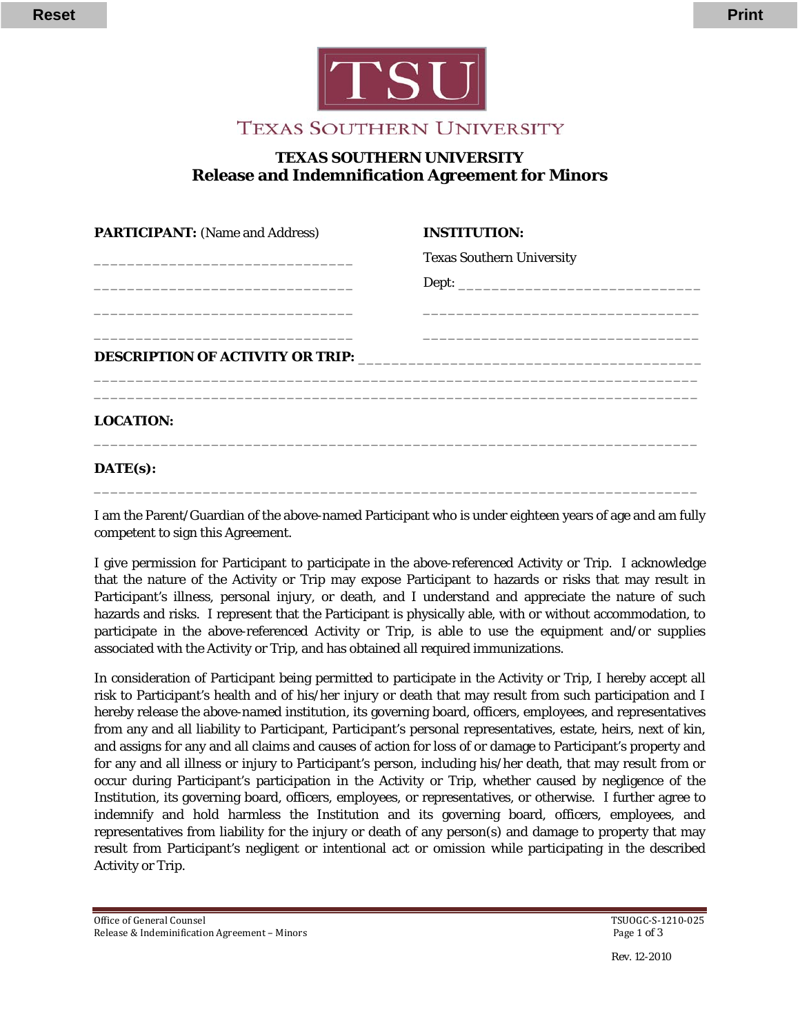TEXAS SOUTHERN UNIVERSITY

# TEXAS SOUTHERN UNIVERSITY
## Release and Indemnification Agreement for Minors

**PARTICIPANT:** (Name and Address)

______________________________

______________________________

______________________________

______________________________

**INSTITUTION:**

Texas Southern University

Dept: ____________________________

______________________________

______________________________

**DESCRIPTION OF ACTIVITY OR TRIP:** ______________________________________

______________________________________________________________________

______________________________________________________________________

**LOCATION:**

______________________________________________________________________

**DATE(s):**

______________________________________________________________________

I am the Parent/Guardian of the above-named Participant who is under eighteen years of age and am fully competent to sign this Agreement.

I give permission for Participant to participate in the above-referenced Activity or Trip. I acknowledge that the nature of the Activity or Trip may expose Participant to hazards or risks that may result in Participant's illness, personal injury, or death, and I understand and appreciate the nature of such hazards and risks. I represent that the Participant is physically able, with or without accommodation, to participate in the above-referenced Activity or Trip, is able to use the equipment and/or supplies associated with the Activity or Trip, and has obtained all required immunizations.

In consideration of Participant being permitted to participate in the Activity or Trip, I hereby accept all risk to Participant's health and of his/her injury or death that may result from such participation and I hereby release the above-named institution, its governing board, officers, employees, and representatives from any and all liability to Participant, Participant's personal representatives, estate, heirs, next of kin, and assigns for any and all claims and causes of action for loss of or damage to Participant's property and for any and all illness or injury to Participant's person, including his/her death, that may result from or occur during Participant's participation in the Activity or Trip, whether caused by negligence of the Institution, its governing board, officers, employees, or representatives, or otherwise. I further agree to indemnify and hold harmless the Institution and its governing board, officers, employees, and representatives from liability for the injury or death of any person(s) and damage to property that may result from Participant's negligent or intentional act or omission while participating in the described Activity or Trip.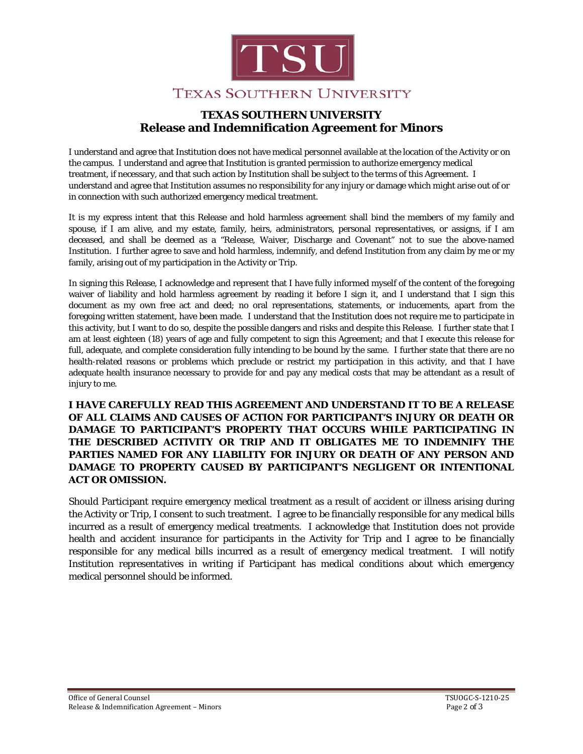TEXAS SOUTHERN UNIVERSITY

# TEXAS SOUTHERN UNIVERSITY
## Release and Indemnification Agreement for Minors

I understand and agree that Institution does not have medical personnel available at the location of the Activity or on the campus. I understand and agree that Institution is granted permission to authorize emergency medical treatment, if necessary, and that such action by Institution shall be subject to the terms of this Agreement. I understand and agree that Institution assumes no responsibility for any injury or damage which might arise out of or in connection with such authorized emergency medical treatment.

It is my express intent that this Release and hold harmless agreement shall bind the members of my family and spouse, if I am alive, and my estate, family, heirs, administrators, personal representatives, or assigns, if I am deceased, and shall be deemed as a "Release, Waiver, Discharge and Covenant" not to sue the above-named Institution. I further agree to save and hold harmless, indemnify, and defend Institution from any claim by me or my family, arising out of my participation in the Activity or Trip.

In signing this Release, I acknowledge and represent that I have fully informed myself of the content of the foregoing waiver of liability and hold harmless agreement by reading it before I sign it, and I understand that I sign this document as my own free act and deed; no oral representations, statements, or inducements, apart from the foregoing written statement, have been made. I understand that the Institution does not require me to participate in this activity, but I want to do so, despite the possible dangers and risks and despite this Release. I further state that I am at least eighteen (18) years of age and fully competent to sign this Agreement; and that I execute this release for full, adequate, and complete consideration fully intending to be bound by the same. I further state that there are no health-related reasons or problems which preclude or restrict my participation in this activity, and that I have adequate health insurance necessary to provide for and pay any medical costs that may be attendant as a result of injury to me.

**I HAVE CAREFULLY READ THIS AGREEMENT AND UNDERSTAND IT TO BE A RELEASE OF ALL CLAIMS AND CAUSES OF ACTION FOR PARTICIPANT'S INJURY OR DEATH OR DAMAGE TO PARTICIPANT'S PROPERTY THAT OCCURS WHILE PARTICIPATING IN THE DESCRIBED ACTIVITY OR TRIP AND IT OBLIGATES ME TO INDEMNIFY THE PARTIES NAMED FOR ANY LIABILITY FOR INJURY OR DEATH OF ANY PERSON AND DAMAGE TO PROPERTY CAUSED BY PARTICIPANT'S NEGLIGENT OR INTENTIONAL ACT OR OMISSION.**

Should Participant require emergency medical treatment as a result of accident or illness arising during the Activity or Trip, I consent to such treatment. I agree to be financially responsible for any medical bills incurred as a result of emergency medical treatments. I acknowledge that Institution does not provide health and accident insurance for participants in the Activity for Trip and I agree to be financially responsible for any medical bills incurred as a result of emergency medical treatment. I will notify Institution representatives in writing if Participant has medical conditions about which emergency medical personnel should be informed.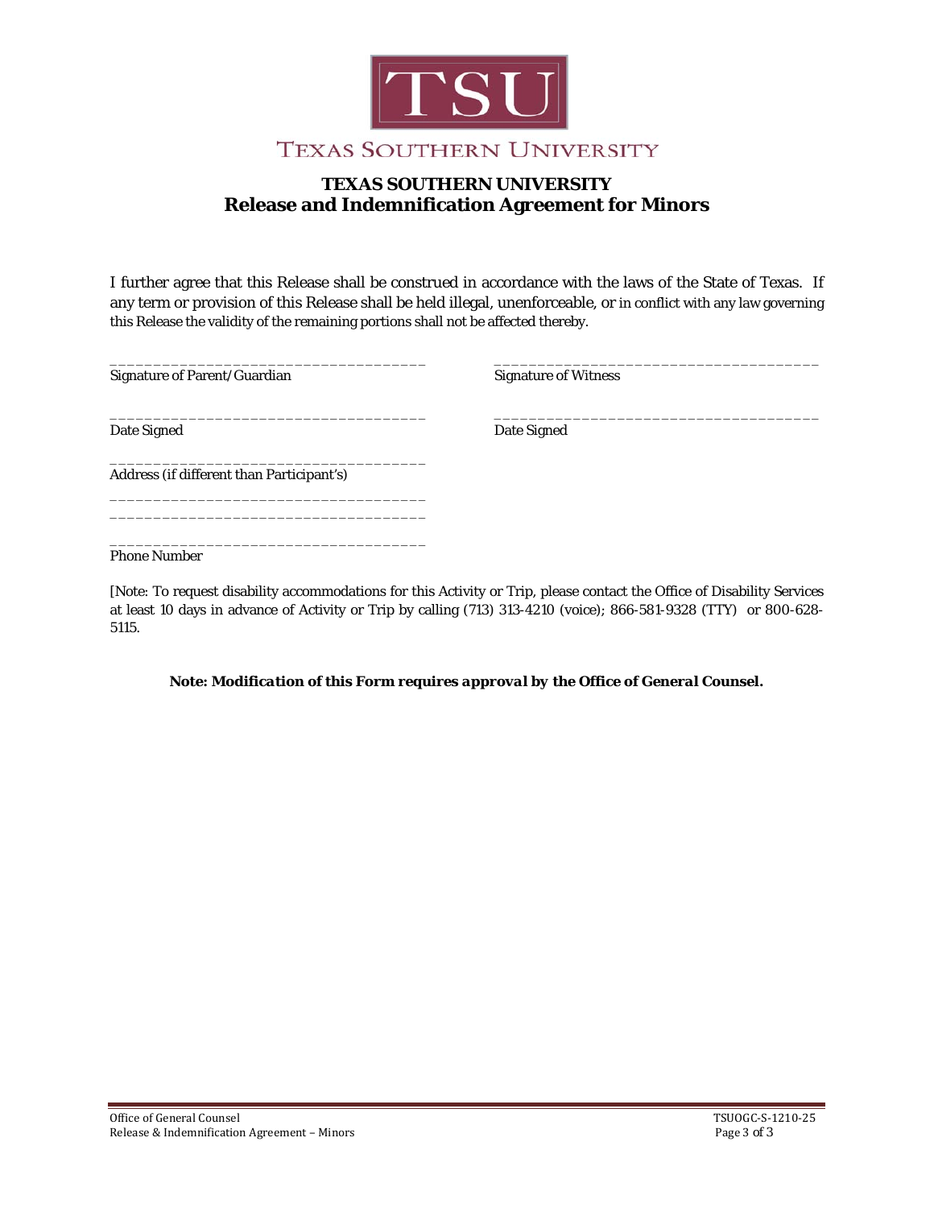# TEXAS SOUTHERN UNIVERSITY

## Release and Indemnification Agreement for Minors

I further agree that this Release shall be construed in accordance with the laws of the State of Texas. If any term or provision of this Release shall be held illegal, unenforceable, or in conflict with any law governing this Release the validity of the remaining portions shall not be affected thereby.

___________________________________
Signature of Parent/Guardian

___________________________________
Signature of Witness

___________________________________
Date Signed

___________________________________
Date Signed

___________________________________
Address (if different than Participant's)

___________________________________

___________________________________

___________________________________
Phone Number

[Note: To request disability accommodations for this Activity or Trip, please contact the Office of Disability Services at least 10 days in advance of Activity or Trip by calling (713) 313-4210 (voice); 866-581-9328 (TTY) or 800-628-5115.

***Note: Modification of this Form requires approval by the Office of General Counsel.***

Office of General Counsel
Release & Indemnification Agreement – Minors

TSUOGC-S-1210-25